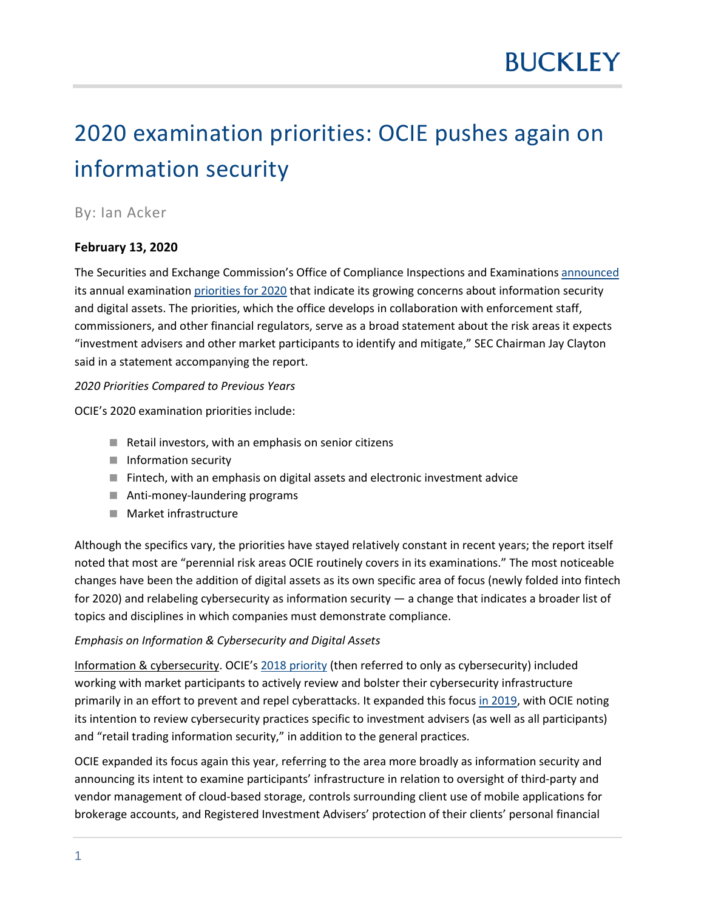# 2020 examination priorities: OCIE pushes again on information security

By: Ian Acker

**February 13, 2020**

The Securities and Exchange Commission's Office of Compliance Inspections and Examinations announced its annual examination priorities for 2020 that indicate its growing concerns about information security and digital assets. The priorities, which the office develops in collaboration with enforcement staff, commissioners, and other financial regulators, serve as a broad statement about the risk areas it expects "investment advisers and other market participants to identify and mitigate," SEC Chairman Jay Clayton said in a statement accompanying the report.

*2020 Priorities Compared to Previous Years*

OCIE's 2020 examination priorities include:

- Retail investors, with an emphasis on senior citizens
- Information security
- Fintech, with an emphasis on digital assets and electronic investment advice
- Anti-money-laundering programs
- Market infrastructure

Although the specifics vary, the priorities have stayed relatively constant in recent years; the report itself noted that most are "perennial risk areas OCIE routinely covers in its examinations." The most noticeable changes have been the addition of digital assets as its own specific area of focus (newly folded into fintech for 2020) and relabeling cybersecurity as information security — a change that indicates a broader list of topics and disciplines in which companies must demonstrate compliance.

*Emphasis on Information & Cybersecurity and Digital Assets*

Information & cybersecurity. OCIE's 2018 priority (then referred to only as cybersecurity) included working with market participants to actively review and bolster their cybersecurity infrastructure primarily in an effort to prevent and repel cyberattacks. It expanded this focus in 2019, with OCIE noting its intention to review cybersecurity practices specific to investment advisers (as well as all participants) and "retail trading information security," in addition to the general practices.

OCIE expanded its focus again this year, referring to the area more broadly as information security and announcing its intent to examine participants' infrastructure in relation to oversight of third-party and vendor management of cloud-based storage, controls surrounding client use of mobile applications for brokerage accounts, and Registered Investment Advisers' protection of their clients' personal financial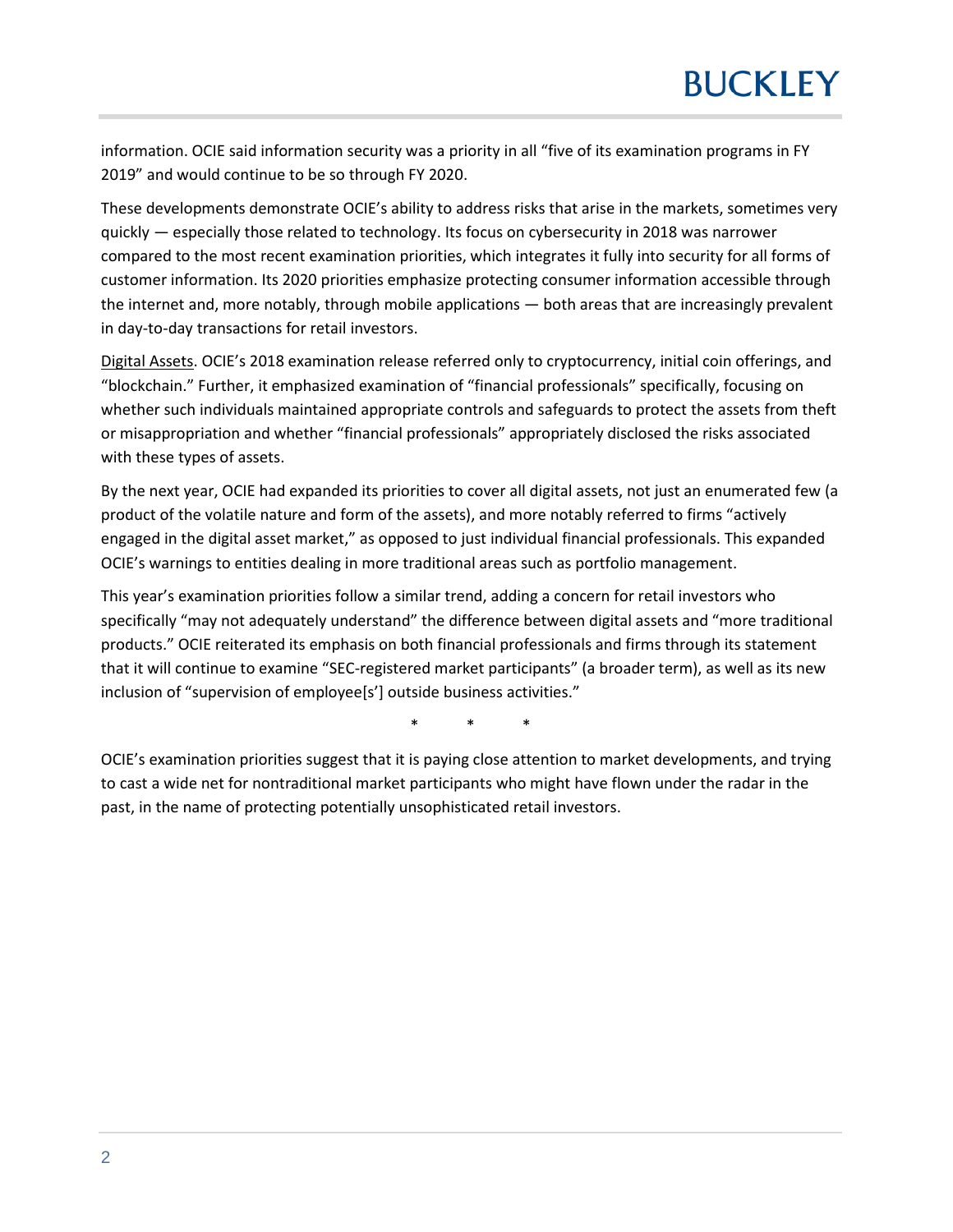information. OCIE said information security was a priority in all "five of its examination programs in FY 2019" and would continue to be so through FY 2020.

These developments demonstrate OCIE's ability to address risks that arise in the markets, sometimes very quickly — especially those related to technology. Its focus on cybersecurity in 2018 was narrower compared to the most recent examination priorities, which integrates it fully into security for all forms of customer information. Its 2020 priorities emphasize protecting consumer information accessible through the internet and, more notably, through mobile applications — both areas that are increasingly prevalent in day-to-day transactions for retail investors.

Digital Assets. OCIE's 2018 examination release referred only to cryptocurrency, initial coin offerings, and "blockchain." Further, it emphasized examination of "financial professionals" specifically, focusing on whether such individuals maintained appropriate controls and safeguards to protect the assets from theft or misappropriation and whether "financial professionals" appropriately disclosed the risks associated with these types of assets.

By the next year, OCIE had expanded its priorities to cover all digital assets, not just an enumerated few (a product of the volatile nature and form of the assets), and more notably referred to firms "actively engaged in the digital asset market," as opposed to just individual financial professionals. This expanded OCIE's warnings to entities dealing in more traditional areas such as portfolio management.

This year's examination priorities follow a similar trend, adding a concern for retail investors who specifically "may not adequately understand" the difference between digital assets and "more traditional products." OCIE reiterated its emphasis on both financial professionals and firms through its statement that it will continue to examine "SEC-registered market participants" (a broader term), as well as its new inclusion of "supervision of employee[s'] outside business activities."

\* \* \*

OCIE's examination priorities suggest that it is paying close attention to market developments, and trying to cast a wide net for nontraditional market participants who might have flown under the radar in the past, in the name of protecting potentially unsophisticated retail investors.